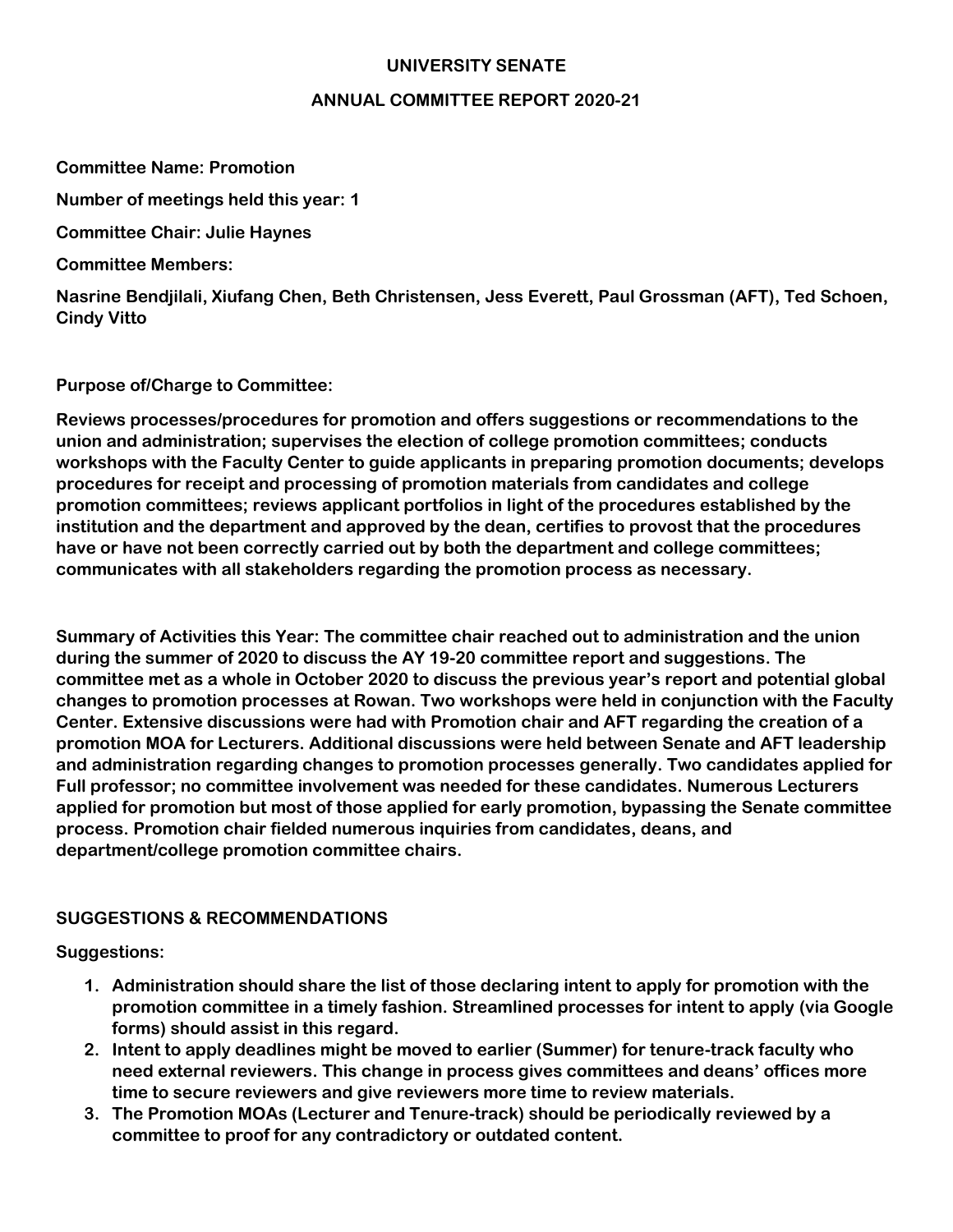# UNIVERSITY SENATE

## ANNUAL COMMITTEE REPORT 2020-21

**Committee Name: Promotion**

**Number of meetings held this year: 1**

**Committee Chair: Julie Haynes**

**Committee Members:**

**Nasrine Bendjilali, Xiufang Chen, Beth Christensen, Jess Everett, Paul Grossman (AFT), Ted Schoen, Cindy Vitto**

**Purpose of/Charge to Committee:**

**Reviews processes/procedures for promotion and offers suggestions or recommendations to the union and administration; supervises the election of college promotion committees; conducts workshops with the Faculty Center to guide applicants in preparing promotion documents; develops procedures for receipt and processing of promotion materials from candidates and college promotion committees; reviews applicant portfolios in light of the procedures established by the institution and the department and approved by the dean, certifies to provost that the procedures have or have not been correctly carried out by both the department and college committees; communicates with all stakeholders regarding the promotion process as necessary.**

**Summary of Activities this Year: The committee chair reached out to administration and the union during the summer of 2020 to discuss the AY 19-20 committee report and suggestions. The committee met as a whole in October 2020 to discuss the previous year's report and potential global changes to promotion processes at Rowan. Two workshops were held in conjunction with the Faculty Center. Extensive discussions were had with Promotion chair and AFT regarding the creation of a promotion MOA for Lecturers. Additional discussions were held between Senate and AFT leadership and administration regarding changes to promotion processes generally. Two candidates applied for Full professor; no committee involvement was needed for these candidates. Numerous Lecturers applied for promotion but most of those applied for early promotion, bypassing the Senate committee process. Promotion chair fielded numerous inquiries from candidates, deans, and department/college promotion committee chairs.**

## SUGGESTIONS & RECOMMENDATIONS

**Suggestions:**

1. **Administration should share the list of those declaring intent to apply for promotion with the promotion committee in a timely fashion. Streamlined processes for intent to apply (via Google forms) should assist in this regard.**
2. **Intent to apply deadlines might be moved to earlier (Summer) for tenure-track faculty who need external reviewers. This change in process gives committees and deans' offices more time to secure reviewers and give reviewers more time to review materials.**
3. **The Promotion MOAs (Lecturer and Tenure-track) should be periodically reviewed by a committee to proof for any contradictory or outdated content.**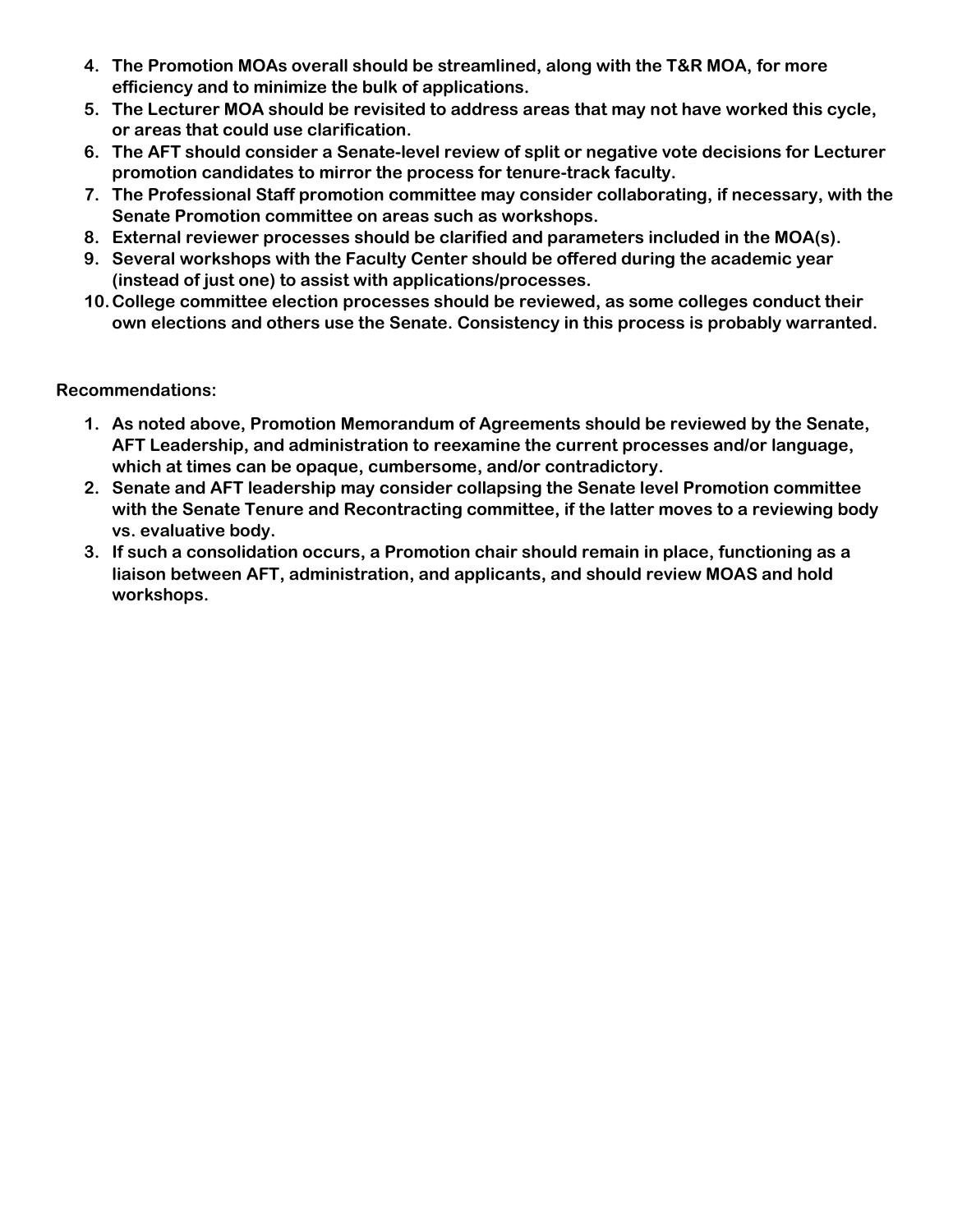4. **The Promotion MOAs overall should be streamlined, along with the T&R MOA, for more efficiency and to minimize the bulk of applications.**
5. **The Lecturer MOA should be revisited to address areas that may not have worked this cycle, or areas that could use clarification.**
6. **The AFT should consider a Senate-level review of split or negative vote decisions for Lecturer promotion candidates to mirror the process for tenure-track faculty.**
7. **The Professional Staff promotion committee may consider collaborating, if necessary, with the Senate Promotion committee on areas such as workshops.**
8. **External reviewer processes should be clarified and parameters included in the MOA(s).**
9. **Several workshops with the Faculty Center should be offered during the academic year (instead of just one) to assist with applications/processes.**
10. **College committee election processes should be reviewed, as some colleges conduct their own elections and others use the Senate. Consistency in this process is probably warranted.**

**Recommendations:**

1. **As noted above, Promotion Memorandum of Agreements should be reviewed by the Senate, AFT Leadership, and administration to reexamine the current processes and/or language, which at times can be opaque, cumbersome, and/or contradictory.**
2. **Senate and AFT leadership may consider collapsing the Senate level Promotion committee with the Senate Tenure and Recontracting committee, if the latter moves to a reviewing body vs. evaluative body.**
3. **If such a consolidation occurs, a Promotion chair should remain in place, functioning as a liaison between AFT, administration, and applicants, and should review MOAS and hold workshops.**